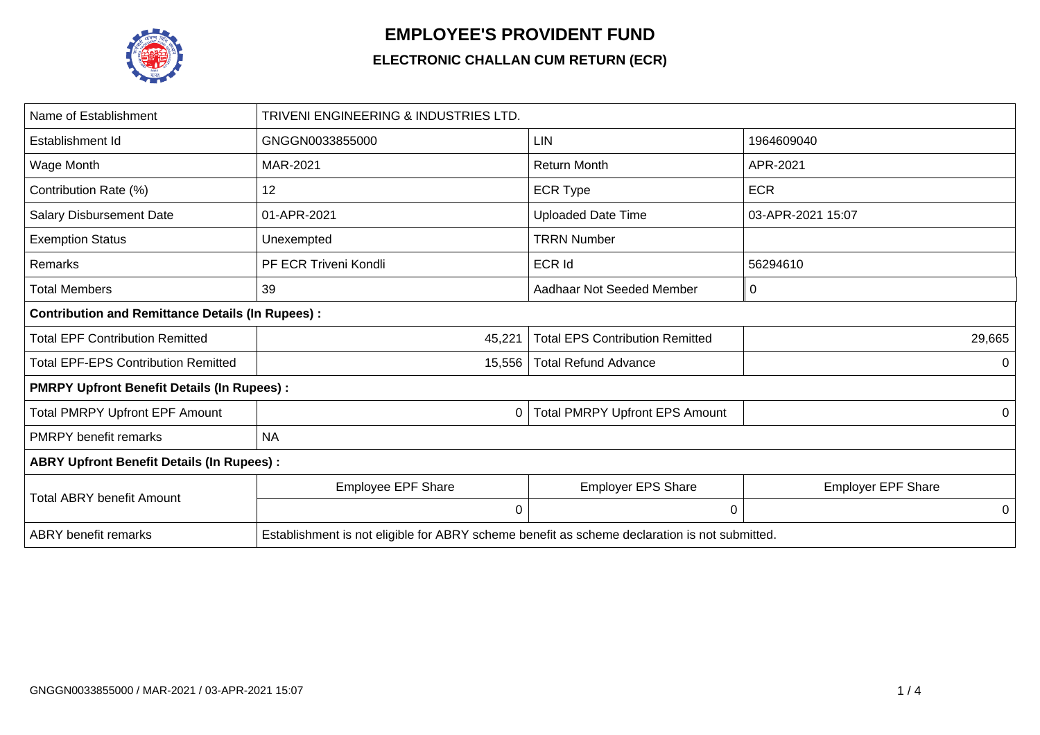# EMPLOYEE'S PROVIDENT FUND

## ELECTRONIC CHALLAN CUM RETURN (ECR)

| Name of Establishment | TRIVENI ENGINEERING & INDUSTRIES LTD. | | |
|---|---|---|---|
| Establishment Id | GNGGN0033855000 | LIN | 1964609040 |
| Wage Month | MAR-2021 | Return Month | APR-2021 |
| Contribution Rate (%) | 12 | ECR Type | ECR |
| Salary Disbursement Date | 01-APR-2021 | Uploaded Date Time | 03-APR-2021 15:07 |
| Exemption Status | Unexempted | TRRN Number | |
| Remarks | PF ECR Triveni Kondli | ECR Id | 56294610 |
| Total Members | 39 | Aadhaar Not Seeded Member | 0 |
| **Contribution and Remittance Details (In Rupees) :** | | | |
| Total EPF Contribution Remitted | 45,221 | Total EPS Contribution Remitted | 29,665 |
| Total EPF-EPS Contribution Remitted | 15,556 | Total Refund Advance | 0 |
| **PMRPY Upfront Benefit Details (In Rupees) :** | | | |
| Total PMRPY Upfront EPF Amount | 0 | Total PMRPY Upfront EPS Amount | 0 |
| PMRPY benefit remarks | NA | | |
| **ABRY Upfront Benefit Details (In Rupees) :** | | | |
| Total ABRY benefit Amount | Employee EPF Share | Employer EPS Share | Employer EPF Share |
| | 0 | 0 | 0 |
| ABRY benefit remarks | Establishment is not eligible for ABRY scheme benefit as scheme declaration is not submitted. | | |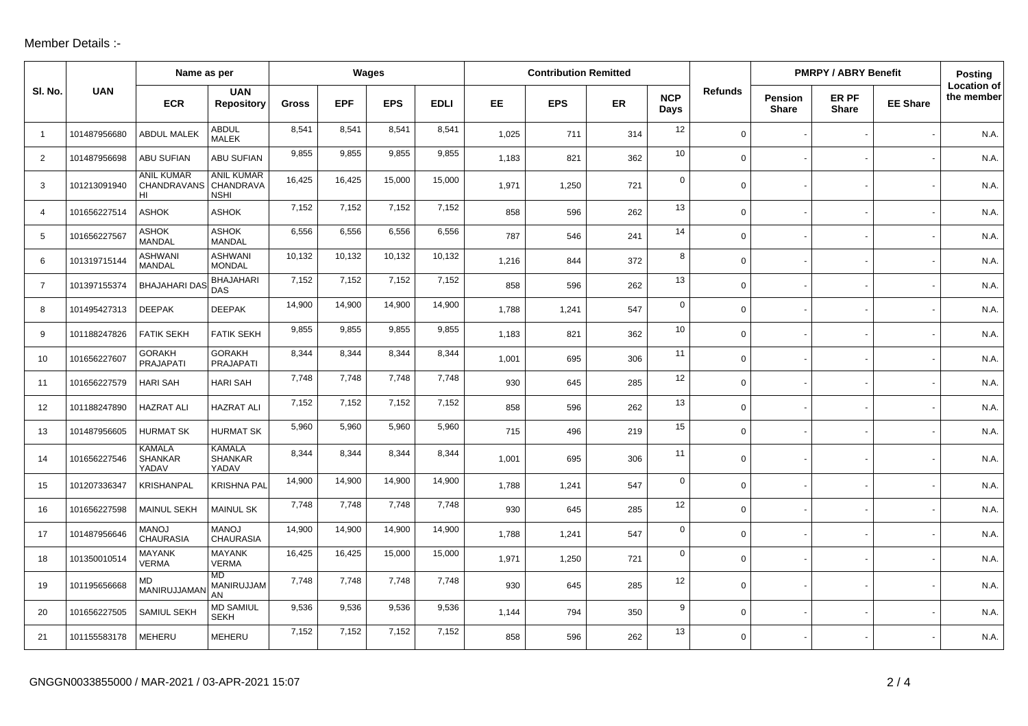Member Details :-

| Sl. No. | UAN | Name as per | | Wages | | | | Contribution Remitted | | | | Refunds | PMRPY / ABRY Benefit | | | Posting Location of the member |
|---|---|---|---|---|---|---|---|---|---|---|---|---|---|---|---|---|
| | | ECR | UAN Repository | Gross | EPF | EPS | EDLI | EE | EPS | ER | NCP Days | | Pension Share | ER PF Share | EE Share | |
| 1 | 101487956680 | ABDUL MALEK | ABDUL MALEK | 8,541 | 8,541 | 8,541 | 8,541 | 1,025 | 711 | 314 | 12 | 0 | - | - | - | N.A. |
| 2 | 101487956698 | ABU SUFIAN | ABU SUFIAN | 9,855 | 9,855 | 9,855 | 9,855 | 1,183 | 821 | 362 | 10 | 0 | - | - | - | N.A. |
| 3 | 101213091940 | ANIL KUMAR CHANDRAVANSHI | ANIL KUMAR CHANDRAVANSHI | 16,425 | 16,425 | 15,000 | 15,000 | 1,971 | 1,250 | 721 | 0 | 0 | - | - | - | N.A. |
| 4 | 101656227514 | ASHOK | ASHOK | 7,152 | 7,152 | 7,152 | 7,152 | 858 | 596 | 262 | 13 | 0 | - | - | - | N.A. |
| 5 | 101656227567 | ASHOK MANDAL | ASHOK MANDAL | 6,556 | 6,556 | 6,556 | 6,556 | 787 | 546 | 241 | 14 | 0 | - | - | - | N.A. |
| 6 | 101319715144 | ASHWANI MANDAL | ASHWANI MONDAL | 10,132 | 10,132 | 10,132 | 10,132 | 1,216 | 844 | 372 | 8 | 0 | - | - | - | N.A. |
| 7 | 101397155374 | BHAJAHARI DAS | BHAJAHARI DAS | 7,152 | 7,152 | 7,152 | 7,152 | 858 | 596 | 262 | 13 | 0 | - | - | - | N.A. |
| 8 | 101495427313 | DEEPAK | DEEPAK | 14,900 | 14,900 | 14,900 | 14,900 | 1,788 | 1,241 | 547 | 0 | 0 | - | - | - | N.A. |
| 9 | 101188247826 | FATIK SEKH | FATIK SEKH | 9,855 | 9,855 | 9,855 | 9,855 | 1,183 | 821 | 362 | 10 | 0 | - | - | - | N.A. |
| 10 | 101656227607 | GORAKH PRAJAPATI | GORAKH PRAJAPATI | 8,344 | 8,344 | 8,344 | 8,344 | 1,001 | 695 | 306 | 11 | 0 | - | - | - | N.A. |
| 11 | 101656227579 | HARI SAH | HARI SAH | 7,748 | 7,748 | 7,748 | 7,748 | 930 | 645 | 285 | 12 | 0 | - | - | - | N.A. |
| 12 | 101188247890 | HAZRAT ALI | HAZRAT ALI | 7,152 | 7,152 | 7,152 | 7,152 | 858 | 596 | 262 | 13 | 0 | - | - | - | N.A. |
| 13 | 101487956605 | HURMAT SK | HURMAT SK | 5,960 | 5,960 | 5,960 | 5,960 | 715 | 496 | 219 | 15 | 0 | - | - | - | N.A. |
| 14 | 101656227546 | KAMALA SHANKAR YADAV | KAMALA SHANKAR YADAV | 8,344 | 8,344 | 8,344 | 8,344 | 1,001 | 695 | 306 | 11 | 0 | - | - | - | N.A. |
| 15 | 101207336347 | KRISHANPAL | KRISHNA PAL | 14,900 | 14,900 | 14,900 | 14,900 | 1,788 | 1,241 | 547 | 0 | 0 | - | - | - | N.A. |
| 16 | 101656227598 | MAINUL SEKH | MAINUL SK | 7,748 | 7,748 | 7,748 | 7,748 | 930 | 645 | 285 | 12 | 0 | - | - | - | N.A. |
| 17 | 101487956646 | MANOJ CHAURASIA | MANOJ CHAURASIA | 14,900 | 14,900 | 14,900 | 14,900 | 1,788 | 1,241 | 547 | 0 | 0 | - | - | - | N.A. |
| 18 | 101350010514 | MAYANK VERMA | MAYANK VERMA | 16,425 | 16,425 | 15,000 | 15,000 | 1,971 | 1,250 | 721 | 0 | 0 | - | - | - | N.A. |
| 19 | 101195656668 | MD MANIRUJJAMAN | MD MANIRUJJAMAN | 7,748 | 7,748 | 7,748 | 7,748 | 930 | 645 | 285 | 12 | 0 | - | - | - | N.A. |
| 20 | 101656227505 | SAMIUL SEKH | MD SAMIUL SEKH | 9,536 | 9,536 | 9,536 | 9,536 | 1,144 | 794 | 350 | 9 | 0 | - | - | - | N.A. |
| 21 | 101155583178 | MEHERU | MEHERU | 7,152 | 7,152 | 7,152 | 7,152 | 858 | 596 | 262 | 13 | 0 | - | - | - | N.A. |

GNGGN0033855000 / MAR-2021 / 03-APR-2021 15:07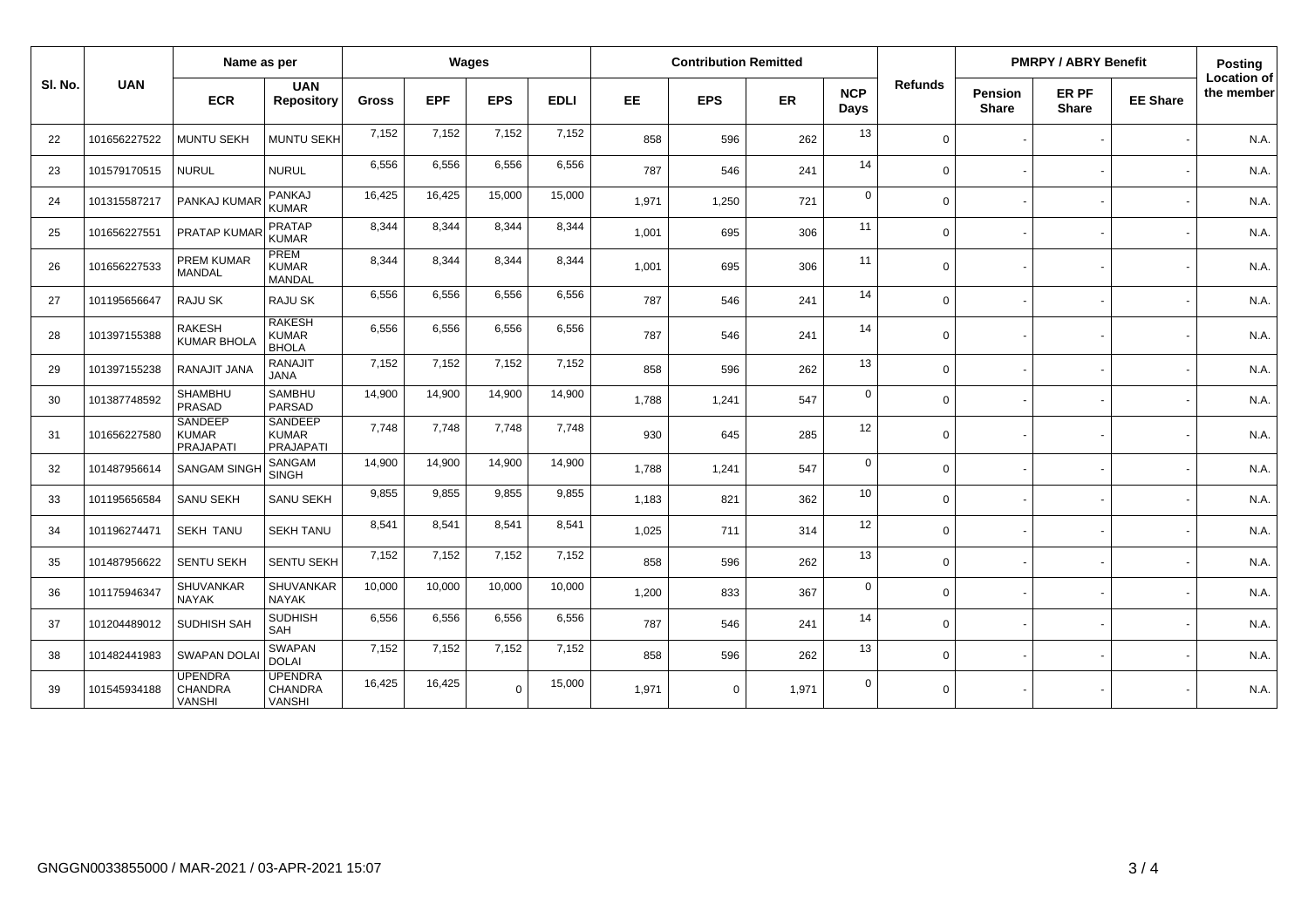| Sl. No. | UAN | Name as per | | Wages | | | | Contribution Remitted | | | | Refunds | PMRPY / ABRY Benefit | | | Posting Location of the member |
|---|---|---|---|---|---|---|---|---|---|---|---|---|---|---|---|---|
| | | ECR | UAN Repository | Gross | EPF | EPS | EDLI | EE | EPS | ER | NCP Days | | Pension Share | ER PF Share | EE Share | |
| 22 | 101656227522 | MUNTU SEKH | MUNTU SEKH | 7,152 | 7,152 | 7,152 | 7,152 | 858 | 596 | 262 | 13 | 0 | - | - | - | N.A. |
| 23 | 101579170515 | NURUL | NURUL | 6,556 | 6,556 | 6,556 | 6,556 | 787 | 546 | 241 | 14 | 0 | - | - | - | N.A. |
| 24 | 101315587217 | PANKAJ KUMAR | PANKAJ KUMAR | 16,425 | 16,425 | 15,000 | 15,000 | 1,971 | 1,250 | 721 | 0 | 0 | - | - | - | N.A. |
| 25 | 101656227551 | PRATAP KUMAR | PRATAP KUMAR | 8,344 | 8,344 | 8,344 | 8,344 | 1,001 | 695 | 306 | 11 | 0 | - | - | - | N.A. |
| 26 | 101656227533 | PREM KUMAR MANDAL | PREM KUMAR MANDAL | 8,344 | 8,344 | 8,344 | 8,344 | 1,001 | 695 | 306 | 11 | 0 | - | - | - | N.A. |
| 27 | 101195656647 | RAJU SK | RAJU SK | 6,556 | 6,556 | 6,556 | 6,556 | 787 | 546 | 241 | 14 | 0 | - | - | - | N.A. |
| 28 | 101397155388 | RAKESH KUMAR BHOLA | RAKESH KUMAR BHOLA | 6,556 | 6,556 | 6,556 | 6,556 | 787 | 546 | 241 | 14 | 0 | - | - | - | N.A. |
| 29 | 101397155238 | RANAJIT JANA | RANAJIT JANA | 7,152 | 7,152 | 7,152 | 7,152 | 858 | 596 | 262 | 13 | 0 | - | - | - | N.A. |
| 30 | 101387748592 | SHAMBHU PRASAD | SAMBHU PARSAD | 14,900 | 14,900 | 14,900 | 14,900 | 1,788 | 1,241 | 547 | 0 | 0 | - | - | - | N.A. |
| 31 | 101656227580 | SANDEEP KUMAR PRAJAPATI | SANDEEP KUMAR PRAJAPATI | 7,748 | 7,748 | 7,748 | 7,748 | 930 | 645 | 285 | 12 | 0 | - | - | - | N.A. |
| 32 | 101487956614 | SANGAM SINGH | SANGAM SINGH | 14,900 | 14,900 | 14,900 | 14,900 | 1,788 | 1,241 | 547 | 0 | 0 | - | - | - | N.A. |
| 33 | 101195656584 | SANU SEKH | SANU SEKH | 9,855 | 9,855 | 9,855 | 9,855 | 1,183 | 821 | 362 | 10 | 0 | - | - | - | N.A. |
| 34 | 101196274471 | SEKH TANU | SEKH TANU | 8,541 | 8,541 | 8,541 | 8,541 | 1,025 | 711 | 314 | 12 | 0 | - | - | - | N.A. |
| 35 | 101487956622 | SENTU SEKH | SENTU SEKH | 7,152 | 7,152 | 7,152 | 7,152 | 858 | 596 | 262 | 13 | 0 | - | - | - | N.A. |
| 36 | 101175946347 | SHUVANKAR NAYAK | SHUVANKAR NAYAK | 10,000 | 10,000 | 10,000 | 10,000 | 1,200 | 833 | 367 | 0 | 0 | - | - | - | N.A. |
| 37 | 101204489012 | SUDHISH SAH | SUDHISH SAH | 6,556 | 6,556 | 6,556 | 6,556 | 787 | 546 | 241 | 14 | 0 | - | - | - | N.A. |
| 38 | 101482441983 | SWAPAN DOLAI | SWAPAN DOLAI | 7,152 | 7,152 | 7,152 | 7,152 | 858 | 596 | 262 | 13 | 0 | - | - | - | N.A. |
| 39 | 101545934188 | UPENDRA CHANDRA VANSHI | UPENDRA CHANDRA VANSHI | 16,425 | 16,425 | 0 | 15,000 | 1,971 | 0 | 1,971 | 0 | 0 | - | - | - | N.A. |

GNGGN0033855000 / MAR-2021 / 03-APR-2021 15:07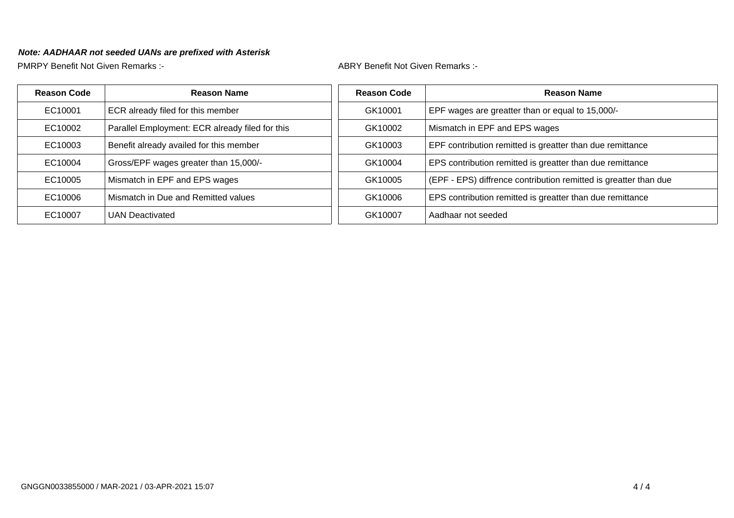***Note: AADHAAR not seeded UANs are prefixed with Asterisk***

PMRPY Benefit Not Given Remarks :-

| Reason Code | Reason Name |
|---|---|
| EC10001 | ECR already filed for this member |
| EC10002 | Parallel Employment: ECR already filed for this |
| EC10003 | Benefit already availed for this member |
| EC10004 | Gross/EPF wages greater than 15,000/- |
| EC10005 | Mismatch in EPF and EPS wages |
| EC10006 | Mismatch in Due and Remitted values |
| EC10007 | UAN Deactivated |

ABRY Benefit Not Given Remarks :-

| Reason Code | Reason Name |
|---|---|
| GK10001 | EPF wages are greatter than or equal to 15,000/- |
| GK10002 | Mismatch in EPF and EPS wages |
| GK10003 | EPF contribution remitted is greatter than due remittance |
| GK10004 | EPS contribution remitted is greatter than due remittance |
| GK10005 | (EPF - EPS) diffrence contribution remitted is greatter than due |
| GK10006 | EPS contribution remitted is greatter than due remittance |
| GK10007 | Aadhaar not seeded |